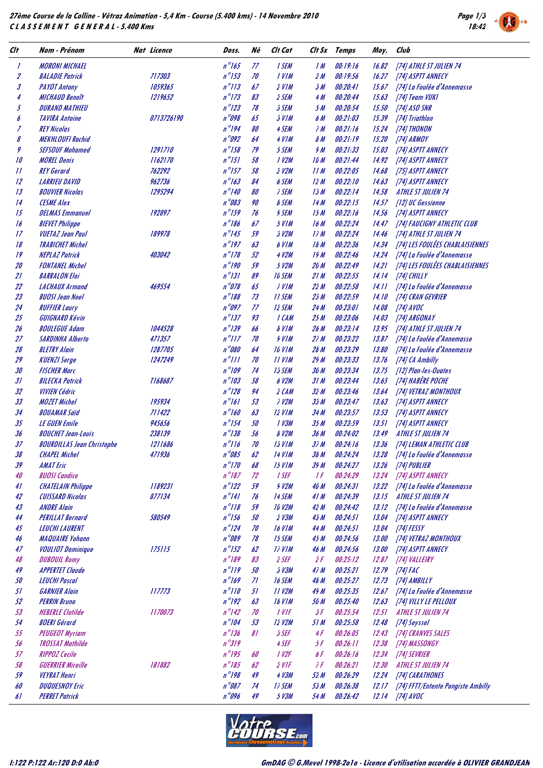# 27ème Course de la Colline - Vétraz Animation - 5,4 Km - Course (5.400 kms) - 14 Novembre 2010

## CLASSEMENT GENERAL - 5.400 Kms

| Clt | Nom - Prénom | Nat | Licence | Doss. | Né | Clt Cat | Clt Sx | Temps | Moy. | Club |
|---|---|---|---|---|---|---|---|---|---|---|
| 1 | MORONI MICHAEL | | | n°165 | 77 | 1 SEM | 1 M | 00:19:16 | 16.82 | [74] ATHLE ST JULIEN 74 |
| 2 | BALADIE Patrick | | 717303 | n°153 | 70 | 1 V1M | 2 M | 00:19:56 | 16.27 | [74] ASPTT ANNECY |
| 3 | PAYOT Antony | | 1059365 | n°113 | 67 | 2 V1M | 3 M | 00:20:41 | 15.67 | [74] La Foulée d'Annemasse |
| 4 | MICHAUD Benoît | | 1219652 | n°173 | 83 | 2 SEM | 4 M | 00:20:44 | 15.63 | [74] Team VUKI |
| 5 | DURAND MATHIEU | | | n°123 | 78 | 3 SEM | 5 M | 00:20:54 | 15.50 | [74] ASO SNR |
| 6 | TAVIRA Antoine | | 0713726190 | n°098 | 65 | 3 V1M | 6 M | 00:21:03 | 15.39 | [74] Triathlon |
| 7 | REY Nicolas | | | n°194 | 80 | 4 SEM | 7 M | 00:21:16 | 15.24 | [74] THONON |
| 8 | MEKHLOUFI Rachid | | | n°092 | 64 | 4 V1M | 8 M | 00:21:19 | 15.20 | [74] ARMOY |
| 9 | SEFSOUF Mohamed | | 1291710 | n°158 | 79 | 5 SEM | 9 M | 00:21:33 | 15.03 | [74] ASPTT ANNECY |
| 10 | MOREL Denis | | 1162170 | n°151 | 58 | 1 V2M | 10 M | 00:21:44 | 14.92 | [74] ASPTT ANNECY |
| 11 | REY Gerard | | 762292 | n°157 | 58 | 2 V2M | 11 M | 00:22:05 | 14.68 | [75] ASPTT ANNECY |
| 12 | LARRIEU DAVID | | 962736 | n°163 | 84 | 6 SEM | 12 M | 00:22:10 | 14.63 | [74] ASPTT ANNECY |
| 13 | BOUVIER Nicolas | | 1295294 | n°140 | 80 | 7 SEM | 13 M | 00:22:14 | 14.58 | ATHLE ST JULIEN 74 |
| 14 | CESME Alex | | | n°083 | 90 | 8 SEM | 14 M | 00:22:15 | 14.57 | [12] UC Gessienne |
| 15 | DELMAS Emmanuel | | 192897 | n°159 | 76 | 9 SEM | 15 M | 00:22:16 | 14.56 | [74] ASPTT ANNECY |
| 16 | BIEVET Philippe | | | n°186 | 67 | 5 V1M | 16 M | 00:22:24 | 14.47 | [74] FAUCIGNY ATHLETIC CLUB |
| 17 | VUETAZ Jean Paul | | 189978 | n°145 | 59 | 3 V2M | 17 M | 00:22:24 | 14.46 | [74] ATHLE ST JULIEN 74 |
| 18 | TRABICHET Michel | | | n°197 | 63 | 6 V1M | 18 M | 00:22:36 | 14.34 | [74] LES FOULÉES CHABLAISIENNES |
| 19 | NEPLAZ Patrick | | 403042 | n°178 | 52 | 4 V2M | 19 M | 00:22:46 | 14.24 | [74] La Foulée d'Annemasse |
| 20 | FONTANEL Michel | | | n°190 | 59 | 5 V2M | 20 M | 00:22:49 | 14.21 | [74] LES FOULÉES CHABLAISIENNES |
| 21 | BARRALON Eloi | | | n°131 | 89 | 10 SEM | 21 M | 00:22:55 | 14.14 | [74] CHILLY |
| 22 | LACHAUX Armand | | 469554 | n°078 | 65 | 7 V1M | 22 M | 00:22:58 | 14.11 | [74] La Foulée d'Annemasse |
| 23 | BUOSI Jean Noel | | | n°188 | 73 | 11 SEM | 23 M | 00:22:59 | 14.10 | [74] CRAN GEVRIER |
| 24 | RUFFIER Laury | | | n°097 | 77 | 12 SEM | 24 M | 00:23:01 | 14.08 | [74] AVOC |
| 25 | GUIGNARD Kévin | | | n°137 | 93 | 1 CAM | 25 M | 00:23:06 | 14.03 | [74] ARGONAY |
| 26 | BOULEGUE Adam | | 1044528 | n°139 | 66 | 8 V1M | 26 M | 00:23:14 | 13.95 | [74] ATHLE ST JULIEN 74 |
| 27 | SARDINHA Alberto | | 471357 | n°117 | 70 | 9 V1M | 27 M | 00:23:22 | 13.87 | [74] La Foulée d'Annemasse |
| 28 | BLETRY Alain | | 1287705 | n°080 | 64 | 10 V1M | 28 M | 00:23:29 | 13.80 | [74] La Foulée d'Annemasse |
| 29 | KUENZI Serge | | 1247249 | n°111 | 70 | 11 V1M | 29 M | 00:23:33 | 13.76 | [74] CA Ambilly |
| 30 | FISCHER Marc | | | n°109 | 74 | 13 SEM | 30 M | 00:23:34 | 13.75 | [12] Plan-les-Ouates |
| 31 | BILECKA Patrick | | T168687 | n°103 | 58 | 6 V2M | 31 M | 00:23:44 | 13.65 | [74] HABÈRE POCHE |
| 32 | VIVIEN Cédric | | | n°128 | 94 | 2 CAM | 32 M | 00:23:46 | 13.64 | [74] VETRAZ MONTHOUX |
| 33 | MOZET Michel | | 195934 | n°161 | 53 | 7 V2M | 33 M | 00:23:47 | 13.63 | [74] ASPTT ANNECY |
| 34 | BOUAMAR Saïd | | 711422 | n°160 | 63 | 12 V1M | 34 M | 00:23:57 | 13.53 | [74] ASPTT ANNECY |
| 35 | LE GUEN Emile | | 945656 | n°154 | 50 | 1 V3M | 35 M | 00:23:59 | 13.51 | [74] ASPTT ANNECY |
| 36 | BOUCHET Jean-Louis | | 238139 | n°138 | 56 | 8 V2M | 36 M | 00:24:02 | 13.49 | ATHLE ST JULIEN 74 |
| 37 | BOURDILLAS Jean Christophe | | 1211686 | n°116 | 70 | 13 V1M | 37 M | 00:24:16 | 13.36 | [74] LEMAN ATHLETIC CLUB |
| 38 | CHAPEL Michel | | 471936 | n°085 | 62 | 14 V1M | 38 M | 00:24:24 | 13.28 | [74] La Foulée d'Annemasse |
| 39 | AMAT Eric | | | n°170 | 68 | 15 V1M | 39 M | 00:24:27 | 13.26 | [74] PUBLIER |
| 40 | BUOSI Candice | | | n°187 | 72 | 1 SEF | 1 F | 00:24:29 | 13.24 | [74] ASPTT ANNECY |
| 41 | CHATELAIN Philippe | | 1189231 | n°122 | 59 | 9 V2M | 40 M | 00:24:31 | 13.22 | [74] La Foulée d'Annemasse |
| 42 | CUISSARD Nicolas | | 877134 | n°141 | 76 | 14 SEM | 41 M | 00:24:39 | 13.15 | ATHLE ST JULIEN 74 |
| 43 | ANDRE Alain | | | n°118 | 59 | 10 V2M | 42 M | 00:24:42 | 13.12 | [74] La Foulée d'Annemasse |
| 44 | PERILLAT Bernard | | 580549 | n°156 | 50 | 2 V3M | 43 M | 00:24:51 | 13.04 | [74] ASPTT ANNECY |
| 45 | LEUCHI LAURENT | | | n°124 | 70 | 16 V1M | 44 M | 00:24:51 | 13.04 | [74] FESSY |
| 46 | MAQUAIRE Yohann | | | n°089 | 78 | 15 SEM | 45 M | 00:24:56 | 13.00 | [74] VETRAZ MONTHOUX |
| 47 | VOULIOT Dominique | | 175115 | n°152 | 62 | 17 V1M | 46 M | 00:24:56 | 13.00 | [74] ASPTT ANNECY |
| 48 | DUBOUIL Romy | | | n°189 | 83 | 2 SEF | 2 F | 00:25:12 | 12.87 | [74] VALLEIRY |
| 49 | APPERTET Claude | | | n°119 | 50 | 3 V3M | 47 M | 00:25:21 | 12.79 | [74] FAC |
| 50 | LEUCHI Pascal | | | n°169 | 71 | 16 SEM | 48 M | 00:25:27 | 12.73 | [74] AMBILLY |
| 51 | GARNIER Alain | | 117773 | n°110 | 51 | 11 V2M | 49 M | 00:25:35 | 12.67 | [74] La Foulée d'Annemasse |
| 52 | PERRIN Bruno | | | n°192 | 63 | 18 V1M | 50 M | 00:25:40 | 12.63 | [74] VILLY LE PELLOUX |
| 53 | HEBERLE Clotilde | | 1170073 | n°142 | 70 | 1 V1F | 3 F | 00:25:54 | 12.51 | ATHLE ST JULIEN 74 |
| 54 | BOERI Gérard | | | n°104 | 53 | 12 V2M | 51 M | 00:25:58 | 12.48 | [74] Seyssel |
| 55 | PEUGEOT Myriam | | | n°136 | 81 | 3 SEF | 4 F | 00:26:05 | 12.43 | [74] CRANVES SALES |
| 56 | TROSSAT Mathilde | | | n°319 | | 4 SEF | 5 F | 00:26:11 | 12.38 | [74] MASSONGY |
| 57 | RIPPOZ Cecile | | | n°195 | 60 | 1 V2F | 6 F | 00:26:16 | 12.34 | [74] SEVRIER |
| 58 | GUERRIER Mireille | | 181882 | n°185 | 62 | 2 V1F | 7 F | 00:26:21 | 12.30 | ATHLE ST JULIEN 74 |
| 59 | VEYRAT Henri | | | n°198 | 49 | 4 V3M | 52 M | 00:26:29 | 12.24 | [74] CARATHONES |
| 60 | DUQUESNOY Eric | | | n°087 | 74 | 17 SEM | 53 M | 00:26:38 | 12.17 | [74] FFTT/Entente Pongiste Ambilly |
| 61 | PERRET Patrick | | | n°096 | 49 | 5 V3M | 54 M | 00:26:42 | 12.14 | [74] AVOC |

I:122 P:122 Ar:120 D:0 Ab:0

GmDAG © G.Mevel 1998-2010 - Licence d'utilisation accordée à OLIVIER GRANDJEAN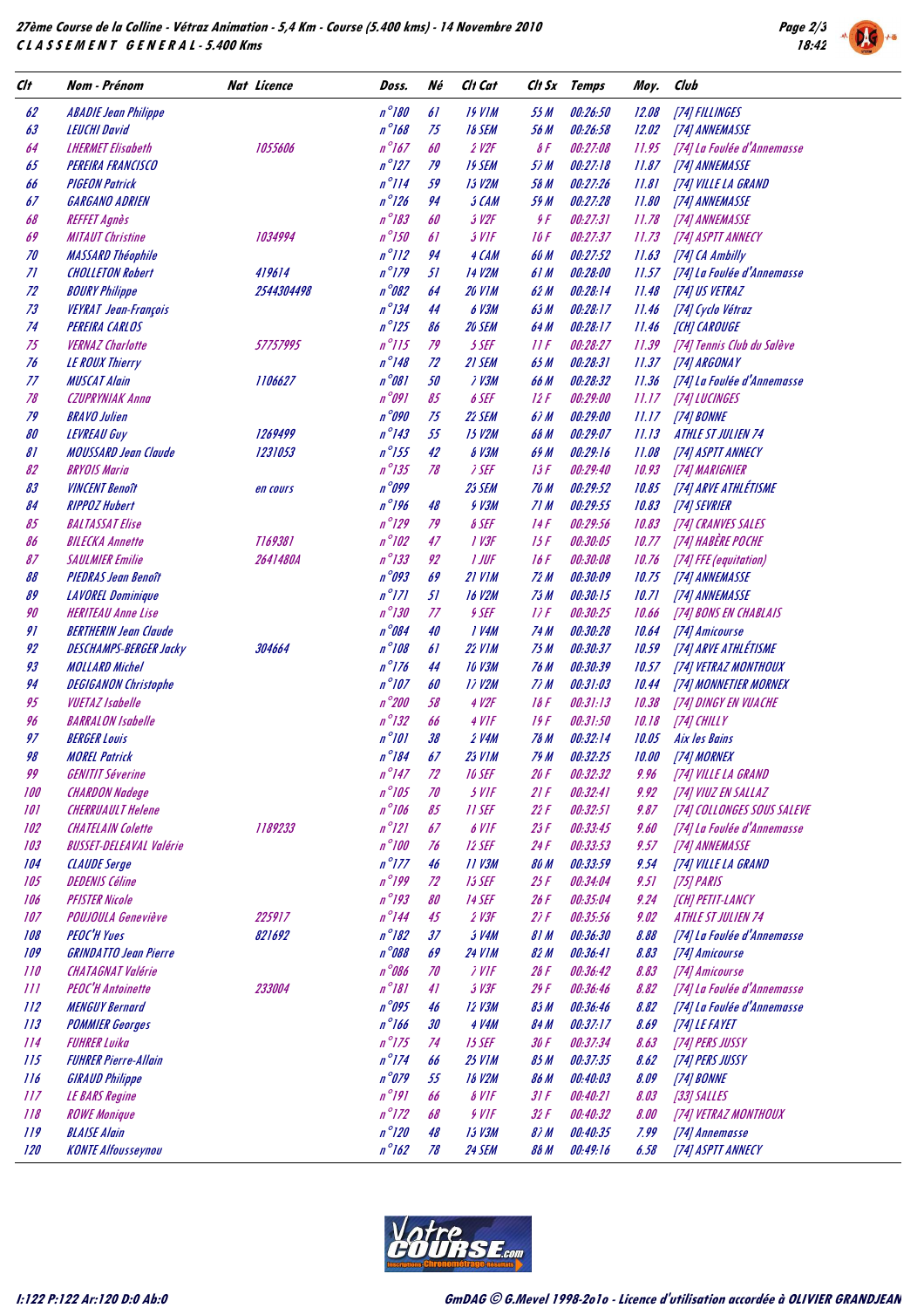# 27ème Course de la Colline - Vétraz Animation - 5,4 Km - Course (5.400 kms) - 14 Novembre 2010

## CLASSEMENT GENERAL - 5.400 Kms

| Clt | Nom - Prénom | Nat | Licence | Doss. | Né | Clt Cat | Clt Sx | Temps | Moy. | Club |
|---|---|---|---|---|---|---|---|---|---|---|
| 62 | ABADIE Jean Philippe | | | n°180 | 61 | 19 V1M | 55 M | 00:26:50 | 12.08 | [74] FILLINGES |
| 63 | LEUCHI David | | | n°168 | 75 | 18 SEM | 56 M | 00:26:58 | 12.02 | [74] ANNEMASSE |
| 64 | LHERMET Elisabeth | | 1055606 | n°167 | 60 | 2 V2F | 8 F | 00:27:08 | 11.95 | [74] La Foulée d'Annemasse |
| 65 | PEREIRA FRANCISCO | | | n°127 | 79 | 19 SEM | 57 M | 00:27:18 | 11.87 | [74] ANNEMASSE |
| 66 | PIGEON Patrick | | | n°114 | 59 | 13 V2M | 58 M | 00:27:26 | 11.81 | [74] VILLE LA GRAND |
| 67 | GARGANO ADRIEN | | | n°126 | 94 | 3 CAM | 59 M | 00:27:28 | 11.80 | [74] ANNEMASSE |
| 68 | REFFET Agnès | | | n°183 | 60 | 3 V2F | 9 F | 00:27:31 | 11.78 | [74] ANNEMASSE |
| 69 | MITAUT Christine | | 1034994 | n°150 | 61 | 3 V1F | 10 F | 00:27:37 | 11.73 | [74] ASPTT ANNECY |
| 70 | MASSARD Théophile | | | n°112 | 94 | 4 CAM | 60 M | 00:27:52 | 11.63 | [74] CA Ambilly |
| 71 | CHOLLETON Robert | | 419614 | n°179 | 51 | 14 V2M | 61 M | 00:28:00 | 11.57 | [74] La Foulée d'Annemasse |
| 72 | BOURY Philippe | | 2544304498 | n°082 | 64 | 20 V1M | 62 M | 00:28:14 | 11.48 | [74] US VETRAZ |
| 73 | VEYRAT Jean-François | | | n°134 | 44 | 6 V3M | 63 M | 00:28:17 | 11.46 | [74] Cyclo Vétraz |
| 74 | PEREIRA CARLOS | | | n°125 | 86 | 20 SEM | 64 M | 00:28:17 | 11.46 | [CH] CAROUGE |
| 75 | VERNAZ Charlotte | | 57757995 | n°115 | 79 | 5 SEF | 11 F | 00:28:27 | 11.39 | [74] Tennis Club du Salève |
| 76 | LE ROUX Thierry | | | n°148 | 72 | 21 SEM | 65 M | 00:28:31 | 11.37 | [74] ARGONAY |
| 77 | MUSCAT Alain | | 1106627 | n°081 | 50 | 7 V3M | 66 M | 00:28:32 | 11.36 | [74] La Foulée d'Annemasse |
| 78 | CZUPRYNIAK Anna | | | n°091 | 85 | 6 SEF | 12 F | 00:29:00 | 11.17 | [74] LUCINGES |
| 79 | BRAVO Julien | | | n°090 | 75 | 22 SEM | 67 M | 00:29:00 | 11.17 | [74] BONNE |
| 80 | LEVREAU Guy | | 1269499 | n°143 | 55 | 15 V2M | 68 M | 00:29:07 | 11.13 | ATHLE ST JULIEN 74 |
| 81 | MOUSSARD Jean Claude | | 1231053 | n°155 | 42 | 8 V3M | 69 M | 00:29:16 | 11.08 | [74] ASPTT ANNECY |
| 82 | BRYOIS Maria | | | n°135 | 78 | 7 SEF | 13 F | 00:29:40 | 10.93 | [74] MARIGNIER |
| 83 | VINCENT Benoît | | en cours | n°099 | | 23 SEM | 70 M | 00:29:52 | 10.85 | [74] ARVE ATHLÉTISME |
| 84 | RIPPOZ Hubert | | | n°196 | 48 | 9 V3M | 71 M | 00:29:55 | 10.83 | [74] SEVRIER |
| 85 | BALTASSAT Elise | | | n°129 | 79 | 8 SEF | 14 F | 00:29:56 | 10.83 | [74] CRANVES SALES |
| 86 | BILECKA Annette | | T169381 | n°102 | 47 | 1 V3F | 15 F | 00:30:05 | 10.77 | [74] HABÈRE POCHE |
| 87 | SAULMIER Emilie | | 2641480A | n°133 | 92 | 1 JUF | 16 F | 00:30:08 | 10.76 | [74] FFE (equitation) |
| 88 | PIEDRAS Jean Benoît | | | n°093 | 69 | 21 V1M | 72 M | 00:30:09 | 10.75 | [74] ANNEMASSE |
| 89 | LAVOREL Dominique | | | n°171 | 51 | 16 V2M | 73 M | 00:30:15 | 10.71 | [74] ANNEMASSE |
| 90 | HERITEAU Anne Lise | | | n°130 | 77 | 9 SEF | 17 F | 00:30:25 | 10.66 | [74] BONS EN CHABLAIS |
| 91 | BERTHERIN Jean Claude | | | n°084 | 40 | 1 V4M | 74 M | 00:30:28 | 10.64 | [74] Amicourse |
| 92 | DESCHAMPS-BERGER Jacky | | 304664 | n°108 | 61 | 22 V1M | 75 M | 00:30:37 | 10.59 | [74] ARVE ATHLÉTISME |
| 93 | MOLLARD Michel | | | n°176 | 44 | 10 V3M | 76 M | 00:30:39 | 10.57 | [74] VETRAZ MONTHOUX |
| 94 | DEGIGANON Christophe | | | n°107 | 60 | 17 V2M | 77 M | 00:31:03 | 10.44 | [74] MONNETIER MORNEX |
| 95 | VUETAZ Isabelle | | | n°200 | 58 | 4 V2F | 18 F | 00:31:13 | 10.38 | [74] DINGY EN VUACHE |
| 96 | BARRALON Isabelle | | | n°132 | 66 | 4 V1F | 19 F | 00:31:50 | 10.18 | [74] CHILLY |
| 97 | BERGER Louis | | | n°101 | 38 | 2 V4M | 78 M | 00:32:14 | 10.05 | Aix les Bains |
| 98 | MOREL Patrick | | | n°184 | 67 | 23 V1M | 79 M | 00:32:25 | 10.00 | [74] MORNEX |
| 99 | GENITTI Séverine | | | n°147 | 72 | 10 SEF | 20 F | 00:32:32 | 9.96 | [74] VILLE LA GRAND |
| 100 | CHARDON Nadege | | | n°105 | 70 | 5 V1F | 21 F | 00:32:41 | 9.92 | [74] VIUZ EN SALLAZ |
| 101 | CHERRUAULT Helene | | | n°106 | 85 | 11 SEF | 22 F | 00:32:51 | 9.87 | [74] COLLONGES SOUS SALEVE |
| 102 | CHATELAIN Colette | | 1189233 | n°121 | 67 | 6 V1F | 23 F | 00:33:45 | 9.60 | [74] La Foulée d'Annemasse |
| 103 | BUSSET-DELEAVAL Valérie | | | n°100 | 76 | 12 SEF | 24 F | 00:33:53 | 9.57 | [74] ANNEMASSE |
| 104 | CLAUDE Serge | | | n°177 | 46 | 11 V3M | 80 M | 00:33:59 | 9.54 | [74] VILLE LA GRAND |
| 105 | DEDENIS Céline | | | n°199 | 72 | 13 SEF | 25 F | 00:34:04 | 9.51 | [75] PARIS |
| 106 | PFISTER Nicole | | | n°193 | 80 | 14 SEF | 26 F | 00:35:04 | 9.24 | [CH] PETIT-LANCY |
| 107 | POUJOULA Geneviève | | 225917 | n°144 | 45 | 2 V3F | 27 F | 00:35:56 | 9.02 | ATHLE ST JULIEN 74 |
| 108 | PEOC'H Yves | | 821692 | n°182 | 37 | 3 V4M | 81 M | 00:36:30 | 8.88 | [74] La Foulée d'Annemasse |
| 109 | GRINDATTO Jean Pierre | | | n°088 | 69 | 24 V1M | 82 M | 00:36:41 | 8.83 | [74] Amicourse |
| 110 | CHATAGNAT Valérie | | | n°086 | 70 | 7 V1F | 28 F | 00:36:42 | 8.83 | [74] Amicourse |
| 111 | PEOC'H Antoinette | | 233004 | n°181 | 41 | 3 V3F | 29 F | 00:36:46 | 8.82 | [74] La Foulée d'Annemasse |
| 112 | MENGUY Bernard | | | n°095 | 46 | 12 V3M | 83 M | 00:36:46 | 8.82 | [74] La Foulée d'Annemasse |
| 113 | POMMIER Georges | | | n°166 | 30 | 4 V4M | 84 M | 00:37:17 | 8.69 | [74] LE FAYET |
| 114 | FUHRER Luika | | | n°175 | 74 | 15 SEF | 30 F | 00:37:34 | 8.63 | [74] PERS JUSSY |
| 115 | FUHRER Pierre-Allain | | | n°174 | 66 | 25 V1M | 85 M | 00:37:35 | 8.62 | [74] PERS JUSSY |
| 116 | GIRAUD Philippe | | | n°079 | 55 | 18 V2M | 86 M | 00:40:03 | 8.09 | [74] BONNE |
| 117 | LE BARS Regine | | | n°191 | 66 | 8 V1F | 31 F | 00:40:21 | 8.03 | [33] SALLES |
| 118 | ROWE Monique | | | n°172 | 68 | 9 V1F | 32 F | 00:40:32 | 8.00 | [74] VETRAZ MONTHOUX |
| 119 | BLAISE Alain | | | n°120 | 48 | 13 V3M | 87 M | 00:40:35 | 7.99 | [74] Annemasse |
| 120 | KONTE Alfousseynou | | | n°162 | 78 | 24 SEM | 88 M | 00:49:16 | 6.58 | [74] ASPTT ANNECY |

I:122 P:122 Ar:120 D:0 Ab:0